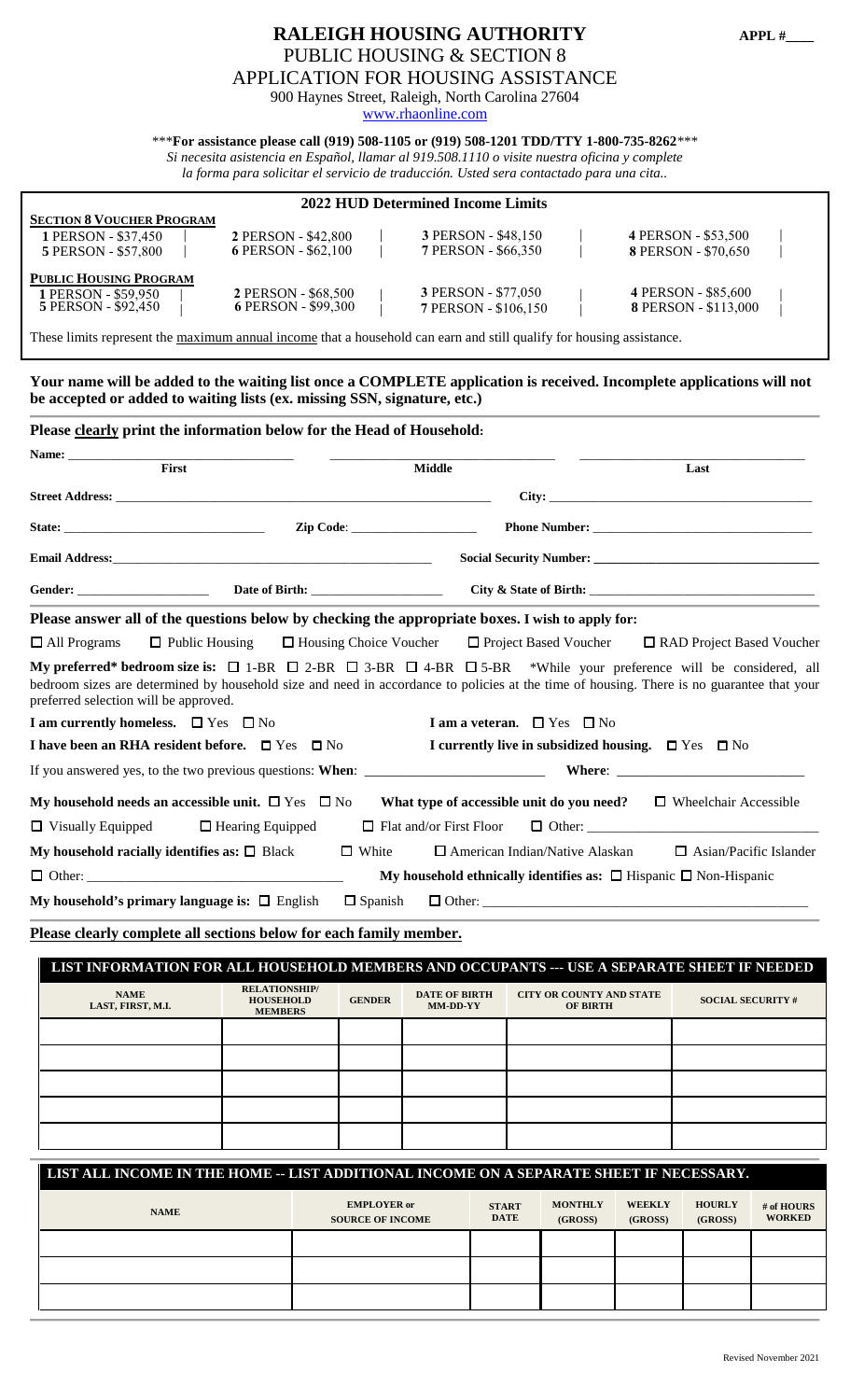# RALEIGH HOUSING AUTHORITY

**APPL #____**

PUBLIC HOUSING & SECTION 8

APPLICATION FOR HOUSING ASSISTANCE

900 Haynes Street, Raleigh, North Carolina 27604

www.rhaonline.com

***For assistance please call (919) 508-1105 or (919) 508-1201 TDD/TTY 1-800-735-8262***

*Si necesita asistencia en Español, llamar al 919.508.1110 o visite nuestra oficina y complete la forma para solicitar el servicio de traducción. Usted sera contactado para una cita..*

## 2022 HUD Determined Income Limits

**SECTION 8 VOUCHER PROGRAM**

| | | | |
|---|---|---|---|
| 1 PERSON - $37,450 | 2 PERSON - $42,800 | 3 PERSON - $48,150 | 4 PERSON - $53,500 |
| 5 PERSON - $57,800 | 6 PERSON - $62,100 | 7 PERSON - $66,350 | 8 PERSON - $70,650 |

**PUBLIC HOUSING PROGRAM**

| | | | |
|---|---|---|---|
| 1 PERSON - $59,950 | 2 PERSON - $68,500 | 3 PERSON - $77,050 | 4 PERSON - $85,600 |
| 5 PERSON - $92,450 | 6 PERSON - $99,300 | 7 PERSON - $106,150 | 8 PERSON - $113,000 |

These limits represent the maximum annual income that a household can earn and still qualify for housing assistance.

**Your name will be added to the waiting list once a COMPLETE application is received. Incomplete applications will not be accepted or added to waiting lists (ex. missing SSN, signature, etc.)**

**Please clearly print the information below for the Head of Household:**

**Name:** ______________________ (First) ______________________ (Middle) ______________________ (Last)

**Street Address:** ______________________ **City:** ______________________

**State:** ______________ **Zip Code:** ______________ **Phone Number:** ______________________

**Email Address:** ______________________ **Social Security Number:** ______________________

**Gender:** ______________ **Date of Birth:** ______________ **City & State of Birth:** ______________________

**Please answer all of the questions below by checking the appropriate boxes. I wish to apply for:**

☐ All Programs ☐ Public Housing ☐ Housing Choice Voucher ☐ Project Based Voucher ☐ RAD Project Based Voucher

**My preferred* bedroom size is:** ☐ 1-BR ☐ 2-BR ☐ 3-BR ☐ 4-BR ☐ 5-BR *While your preference will be considered, all bedroom sizes are determined by household size and need in accordance to policies at the time of housing. There is no guarantee that your preferred selection will be approved.

**I am currently homeless.** ☐ Yes ☐ No **I am a veteran.** ☐ Yes ☐ No

**I have been an RHA resident before.** ☐ Yes ☐ No **I currently live in subsidized housing.** ☐ Yes ☐ No

If you answered yes, to the two previous questions: **When**: ______________ **Where**: ______________

**My household needs an accessible unit.** ☐ Yes ☐ No **What type of accessible unit do you need?** ☐ Wheelchair Accessible

☐ Visually Equipped ☐ Hearing Equipped ☐ Flat and/or First Floor ☐ Other: ______________

**My household racially identifies as:** ☐ Black ☐ White ☐ American Indian/Native Alaskan ☐ Asian/Pacific Islander

☐ Other: ______________ **My household ethnically identifies as:** ☐ Hispanic ☐ Non-Hispanic

**My household's primary language is:** ☐ English ☐ Spanish ☐ Other: ______________

**Please clearly complete all sections below for each family member.**

**LIST INFORMATION FOR ALL HOUSEHOLD MEMBERS AND OCCUPANTS --- USE A SEPARATE SHEET IF NEEDED**

| NAME LAST, FIRST, M.I. | RELATIONSHIP/ HOUSEHOLD MEMBERS | GENDER | DATE OF BIRTH MM-DD-YY | CITY OR COUNTY AND STATE OF BIRTH | SOCIAL SECURITY # |
|---|---|---|---|---|---|
| | | | | | |
| | | | | | |
| | | | | | |
| | | | | | |
| | | | | | |

**LIST ALL INCOME IN THE HOME -- LIST ADDITIONAL INCOME ON A SEPARATE SHEET IF NECESSARY.**

| NAME | EMPLOYER or SOURCE OF INCOME | START DATE | MONTHLY (GROSS) | WEEKLY (GROSS) | HOURLY (GROSS) | # of HOURS WORKED |
|---|---|---|---|---|---|---|
| | | | | | | |
| | | | | | | |
| | | | | | | |

Revised November 2021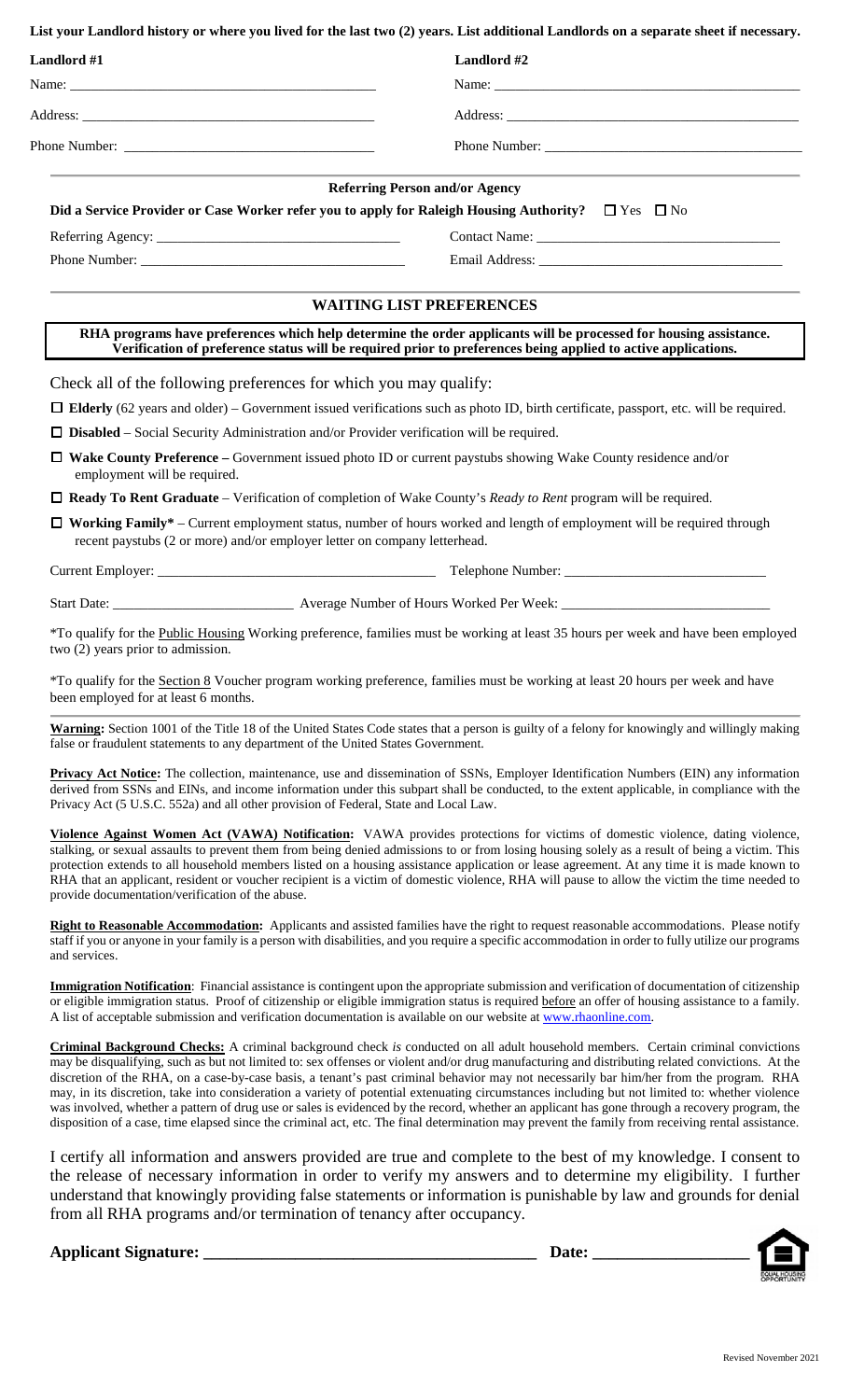**List your Landlord history or where you lived for the last two (2) years. List additional Landlords on a separate sheet if necessary.**

| **Landlord #1** | **Landlord #2** |
|---|---|
| Name: ______________________________ | Name: ______________________________ |
| Address: ______________________________ | Address: ______________________________ |
| Phone Number: ______________________________ | Phone Number: ______________________________ |

## Referring Person and/or Agency

**Did a Service Provider or Case Worker refer you to apply for Raleigh Housing Authority?** ☐ Yes ☐ No

Referring Agency: ______________________________ Contact Name: ______________________________

Phone Number: ______________________________ Email Address: ______________________________

## WAITING LIST PREFERENCES

**RHA programs have preferences which help determine the order applicants will be processed for housing assistance. Verification of preference status will be required prior to preferences being applied to active applications.**

Check all of the following preferences for which you may qualify:

- ☐ **Elderly** (62 years and older) – Government issued verifications such as photo ID, birth certificate, passport, etc. will be required.
- ☐ **Disabled** – Social Security Administration and/or Provider verification will be required.
- ☐ **Wake County Preference –** Government issued photo ID or current paystubs showing Wake County residence and/or employment will be required.
- ☐ **Ready To Rent Graduate** – Verification of completion of Wake County's *Ready to Rent* program will be required.
- ☐ **Working Family\*** – Current employment status, number of hours worked and length of employment will be required through recent paystubs (2 or more) and/or employer letter on company letterhead.

Current Employer: ______________________________ Telephone Number: ______________________________

Start Date: ____________________ Average Number of Hours Worked Per Week: ______________________________

\*To qualify for the Public Housing Working preference, families must be working at least 35 hours per week and have been employed two (2) years prior to admission.

\*To qualify for the Section 8 Voucher program working preference, families must be working at least 20 hours per week and have been employed for at least 6 months.

**Warning:** Section 1001 of the Title 18 of the United States Code states that a person is guilty of a felony for knowingly and willingly making false or fraudulent statements to any department of the United States Government.

**Privacy Act Notice:** The collection, maintenance, use and dissemination of SSNs, Employer Identification Numbers (EIN) any information derived from SSNs and EINs, and income information under this subpart shall be conducted, to the extent applicable, in compliance with the Privacy Act (5 U.S.C. 552a) and all other provision of Federal, State and Local Law.

**Violence Against Women Act (VAWA) Notification:** VAWA provides protections for victims of domestic violence, dating violence, stalking, or sexual assaults to prevent them from being denied admissions to or from losing housing solely as a result of being a victim. This protection extends to all household members listed on a housing assistance application or lease agreement. At any time it is made known to RHA that an applicant, resident or voucher recipient is a victim of domestic violence, RHA will pause to allow the victim the time needed to provide documentation/verification of the abuse.

**Right to Reasonable Accommodation:** Applicants and assisted families have the right to request reasonable accommodations. Please notify staff if you or anyone in your family is a person with disabilities, and you require a specific accommodation in order to fully utilize our programs and services.

**Immigration Notification**: Financial assistance is contingent upon the appropriate submission and verification of documentation of citizenship or eligible immigration status. Proof of citizenship or eligible immigration status is required before an offer of housing assistance to a family. A list of acceptable submission and verification documentation is available on our website at www.rhaonline.com.

**Criminal Background Checks:** A criminal background check *is* conducted on all adult household members. Certain criminal convictions may be disqualifying, such as but not limited to: sex offenses or violent and/or drug manufacturing and distributing related convictions. At the discretion of the RHA, on a case-by-case basis, a tenant's past criminal behavior may not necessarily bar him/her from the program. RHA may, in its discretion, take into consideration a variety of potential extenuating circumstances including but not limited to: whether violence was involved, whether a pattern of drug use or sales is evidenced by the record, whether an applicant has gone through a recovery program, the disposition of a case, time elapsed since the criminal act, etc. The final determination may prevent the family from receiving rental assistance.

I certify all information and answers provided are true and complete to the best of my knowledge. I consent to the release of necessary information in order to verify my answers and to determine my eligibility. I further understand that knowingly providing false statements or information is punishable by law and grounds for denial from all RHA programs and/or termination of tenancy after occupancy.

**Applicant Signature: ______________________________ Date: ____________________**

Revised November 2021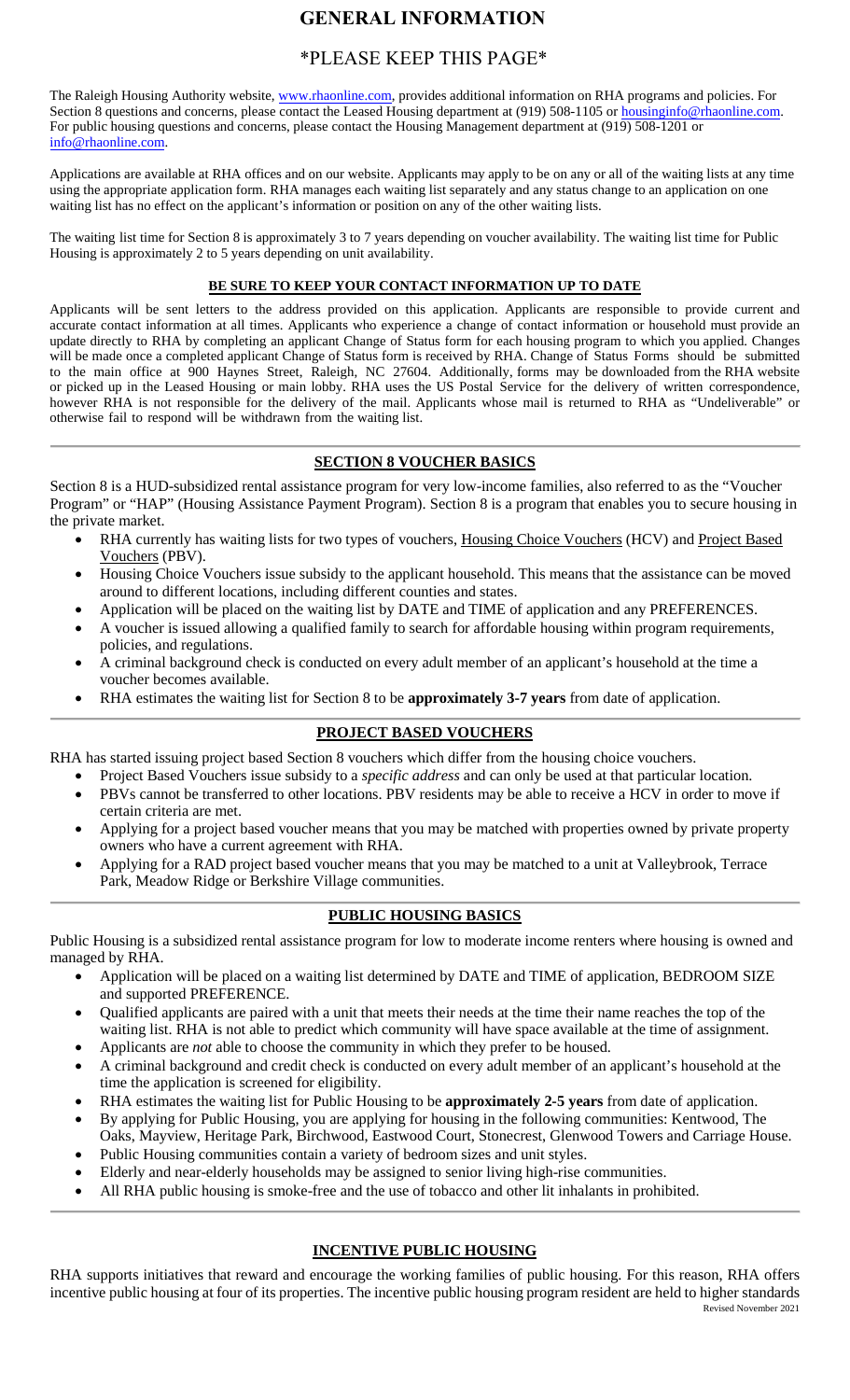# GENERAL INFORMATION

## *PLEASE KEEP THIS PAGE*

The Raleigh Housing Authority website, www.rhaonline.com, provides additional information on RHA programs and policies. For Section 8 questions and concerns, please contact the Leased Housing department at (919) 508-1105 or housinginfo@rhaonline.com. For public housing questions and concerns, please contact the Housing Management department at (919) 508-1201 or info@rhaonline.com.

Applications are available at RHA offices and on our website. Applicants may apply to be on any or all of the waiting lists at any time using the appropriate application form. RHA manages each waiting list separately and any status change to an application on one waiting list has no effect on the applicant's information or position on any of the other waiting lists.

The waiting list time for Section 8 is approximately 3 to 7 years depending on voucher availability. The waiting list time for Public Housing is approximately 2 to 5 years depending on unit availability.

### BE SURE TO KEEP YOUR CONTACT INFORMATION UP TO DATE

Applicants will be sent letters to the address provided on this application. Applicants are responsible to provide current and accurate contact information at all times. Applicants who experience a change of contact information or household must provide an update directly to RHA by completing an applicant Change of Status form for each housing program to which you applied. Changes will be made once a completed applicant Change of Status form is received by RHA. Change of Status Forms should be submitted to the main office at 900 Haynes Street, Raleigh, NC 27604. Additionally, forms may be downloaded from the RHA website or picked up in the Leased Housing or main lobby. RHA uses the US Postal Service for the delivery of written correspondence, however RHA is not responsible for the delivery of the mail. Applicants whose mail is returned to RHA as "Undeliverable" or otherwise fail to respond will be withdrawn from the waiting list.

---

### SECTION 8 VOUCHER BASICS

Section 8 is a HUD-subsidized rental assistance program for very low-income families, also referred to as the "Voucher Program" or "HAP" (Housing Assistance Payment Program). Section 8 is a program that enables you to secure housing in the private market.

- RHA currently has waiting lists for two types of vouchers, Housing Choice Vouchers (HCV) and Project Based Vouchers (PBV).
- Housing Choice Vouchers issue subsidy to the applicant household. This means that the assistance can be moved around to different locations, including different counties and states.
- Application will be placed on the waiting list by DATE and TIME of application and any PREFERENCES.
- A voucher is issued allowing a qualified family to search for affordable housing within program requirements, policies, and regulations.
- A criminal background check is conducted on every adult member of an applicant's household at the time a voucher becomes available.
- RHA estimates the waiting list for Section 8 to be **approximately 3-7 years** from date of application.

---

### PROJECT BASED VOUCHERS

RHA has started issuing project based Section 8 vouchers which differ from the housing choice vouchers.

- Project Based Vouchers issue subsidy to a *specific address* and can only be used at that particular location.
- PBVs cannot be transferred to other locations. PBV residents may be able to receive a HCV in order to move if certain criteria are met.
- Applying for a project based voucher means that you may be matched with properties owned by private property owners who have a current agreement with RHA.
- Applying for a RAD project based voucher means that you may be matched to a unit at Valleybrook, Terrace Park, Meadow Ridge or Berkshire Village communities.

---

### PUBLIC HOUSING BASICS

Public Housing is a subsidized rental assistance program for low to moderate income renters where housing is owned and managed by RHA.

- Application will be placed on a waiting list determined by DATE and TIME of application, BEDROOM SIZE and supported PREFERENCE.
- Qualified applicants are paired with a unit that meets their needs at the time their name reaches the top of the waiting list. RHA is not able to predict which community will have space available at the time of assignment.
- Applicants are *not* able to choose the community in which they prefer to be housed.
- A criminal background and credit check is conducted on every adult member of an applicant's household at the time the application is screened for eligibility.
- RHA estimates the waiting list for Public Housing to be **approximately 2-5 years** from date of application.
- By applying for Public Housing, you are applying for housing in the following communities: Kentwood, The Oaks, Mayview, Heritage Park, Birchwood, Eastwood Court, Stonecrest, Glenwood Towers and Carriage House.
- Public Housing communities contain a variety of bedroom sizes and unit styles.
- Elderly and near-elderly households may be assigned to senior living high-rise communities.
- All RHA public housing is smoke-free and the use of tobacco and other lit inhalants in prohibited.

---

### INCENTIVE PUBLIC HOUSING

RHA supports initiatives that reward and encourage the working families of public housing. For this reason, RHA offers incentive public housing at four of its properties. The incentive public housing program resident are held to higher standards

Revised November 2021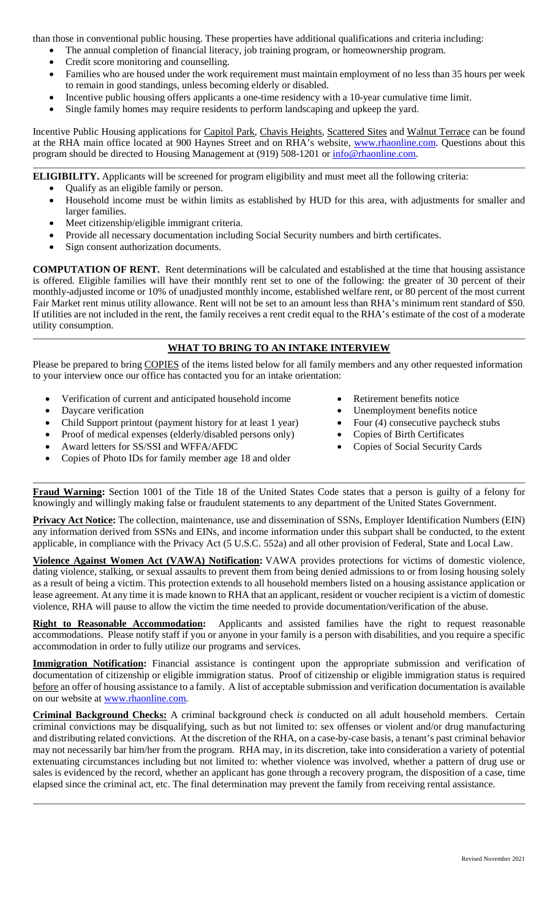than those in conventional public housing. These properties have additional qualifications and criteria including:

- The annual completion of financial literacy, job training program, or homeownership program.
- Credit score monitoring and counselling.
- Families who are housed under the work requirement must maintain employment of no less than 35 hours per week to remain in good standings, unless becoming elderly or disabled.
- Incentive public housing offers applicants a one-time residency with a 10-year cumulative time limit.
- Single family homes may require residents to perform landscaping and upkeep the yard.

Incentive Public Housing applications for Capitol Park, Chavis Heights, Scattered Sites and Walnut Terrace can be found at the RHA main office located at 900 Haynes Street and on RHA's website, www.rhaonline.com. Questions about this program should be directed to Housing Management at (919) 508-1201 or info@rhaonline.com.

**ELIGIBILITY.** Applicants will be screened for program eligibility and must meet all the following criteria:

- Qualify as an eligible family or person.
- Household income must be within limits as established by HUD for this area, with adjustments for smaller and larger families.
- Meet citizenship/eligible immigrant criteria.
- Provide all necessary documentation including Social Security numbers and birth certificates.
- Sign consent authorization documents.

**COMPUTATION OF RENT.** Rent determinations will be calculated and established at the time that housing assistance is offered. Eligible families will have their monthly rent set to one of the following: the greater of 30 percent of their monthly-adjusted income or 10% of unadjusted monthly income, established welfare rent, or 80 percent of the most current Fair Market rent minus utility allowance. Rent will not be set to an amount less than RHA's minimum rent standard of $50. If utilities are not included in the rent, the family receives a rent credit equal to the RHA's estimate of the cost of a moderate utility consumption.

## WHAT TO BRING TO AN INTAKE INTERVIEW

Please be prepared to bring COPIES of the items listed below for all family members and any other requested information to your interview once our office has contacted you for an intake orientation:

- Verification of current and anticipated household income
- Daycare verification
- Child Support printout (payment history for at least 1 year)
- Proof of medical expenses (elderly/disabled persons only)
- Award letters for SS/SSI and WFFA/AFDC
- Copies of Photo IDs for family member age 18 and older
- Retirement benefits notice
- Unemployment benefits notice
- Four (4) consecutive paycheck stubs
- Copies of Birth Certificates
- Copies of Social Security Cards

**Fraud Warning:** Section 1001 of the Title 18 of the United States Code states that a person is guilty of a felony for knowingly and willingly making false or fraudulent statements to any department of the United States Government.

**Privacy Act Notice:** The collection, maintenance, use and dissemination of SSNs, Employer Identification Numbers (EIN) any information derived from SSNs and EINs, and income information under this subpart shall be conducted, to the extent applicable, in compliance with the Privacy Act (5 U.S.C. 552a) and all other provision of Federal, State and Local Law.

**Violence Against Women Act (VAWA) Notification:** VAWA provides protections for victims of domestic violence, dating violence, stalking, or sexual assaults to prevent them from being denied admissions to or from losing housing solely as a result of being a victim. This protection extends to all household members listed on a housing assistance application or lease agreement. At any time it is made known to RHA that an applicant, resident or voucher recipient is a victim of domestic violence, RHA will pause to allow the victim the time needed to provide documentation/verification of the abuse.

**Right to Reasonable Accommodation:** Applicants and assisted families have the right to request reasonable accommodations. Please notify staff if you or anyone in your family is a person with disabilities, and you require a specific accommodation in order to fully utilize our programs and services.

**Immigration Notification:** Financial assistance is contingent upon the appropriate submission and verification of documentation of citizenship or eligible immigration status. Proof of citizenship or eligible immigration status is required before an offer of housing assistance to a family. A list of acceptable submission and verification documentation is available on our website at www.rhaonline.com.

**Criminal Background Checks:** A criminal background check *is* conducted on all adult household members. Certain criminal convictions may be disqualifying, such as but not limited to: sex offenses or violent and/or drug manufacturing and distributing related convictions. At the discretion of the RHA, on a case-by-case basis, a tenant's past criminal behavior may not necessarily bar him/her from the program. RHA may, in its discretion, take into consideration a variety of potential extenuating circumstances including but not limited to: whether violence was involved, whether a pattern of drug use or sales is evidenced by the record, whether an applicant has gone through a recovery program, the disposition of a case, time elapsed since the criminal act, etc. The final determination may prevent the family from receiving rental assistance.

Revised November 2021